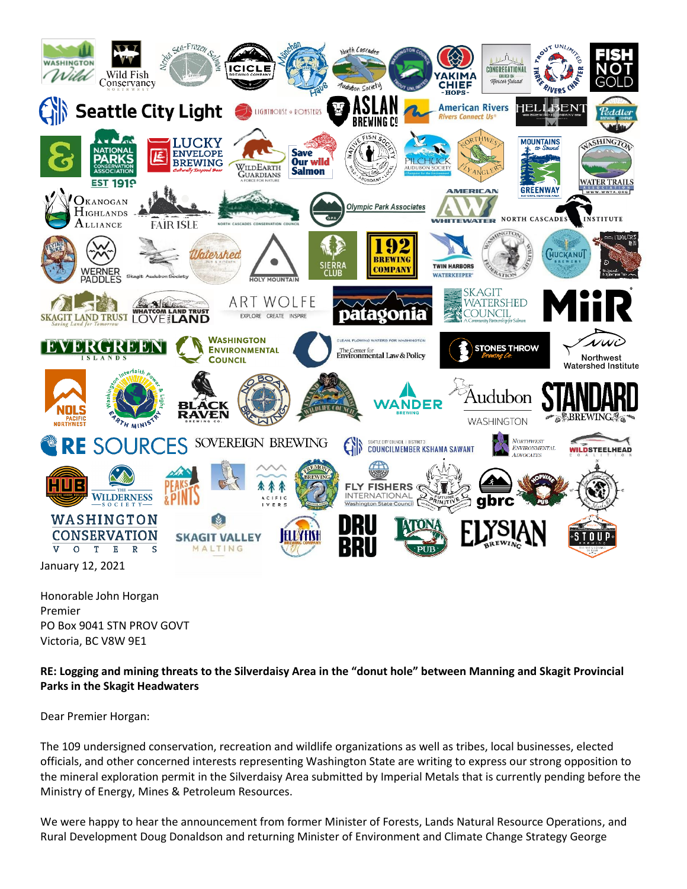January 12, 2021

Honorable John Horgan
Premier
PO Box 9041 STN PROV GOVT
Victoria, BC V8W 9E1

**RE: Logging and mining threats to the Silverdaisy Area in the "donut hole" between Manning and Skagit Provincial Parks in the Skagit Headwaters**

Dear Premier Horgan:

The 109 undersigned conservation, recreation and wildlife organizations as well as tribes, local businesses, elected officials, and other concerned interests representing Washington State are writing to express our strong opposition to the mineral exploration permit in the Silverdaisy Area submitted by Imperial Metals that is currently pending before the Ministry of Energy, Mines & Petroleum Resources.

We were happy to hear the announcement from former Minister of Forests, Lands Natural Resource Operations, and Rural Development Doug Donaldson and returning Minister of Environment and Climate Change Strategy George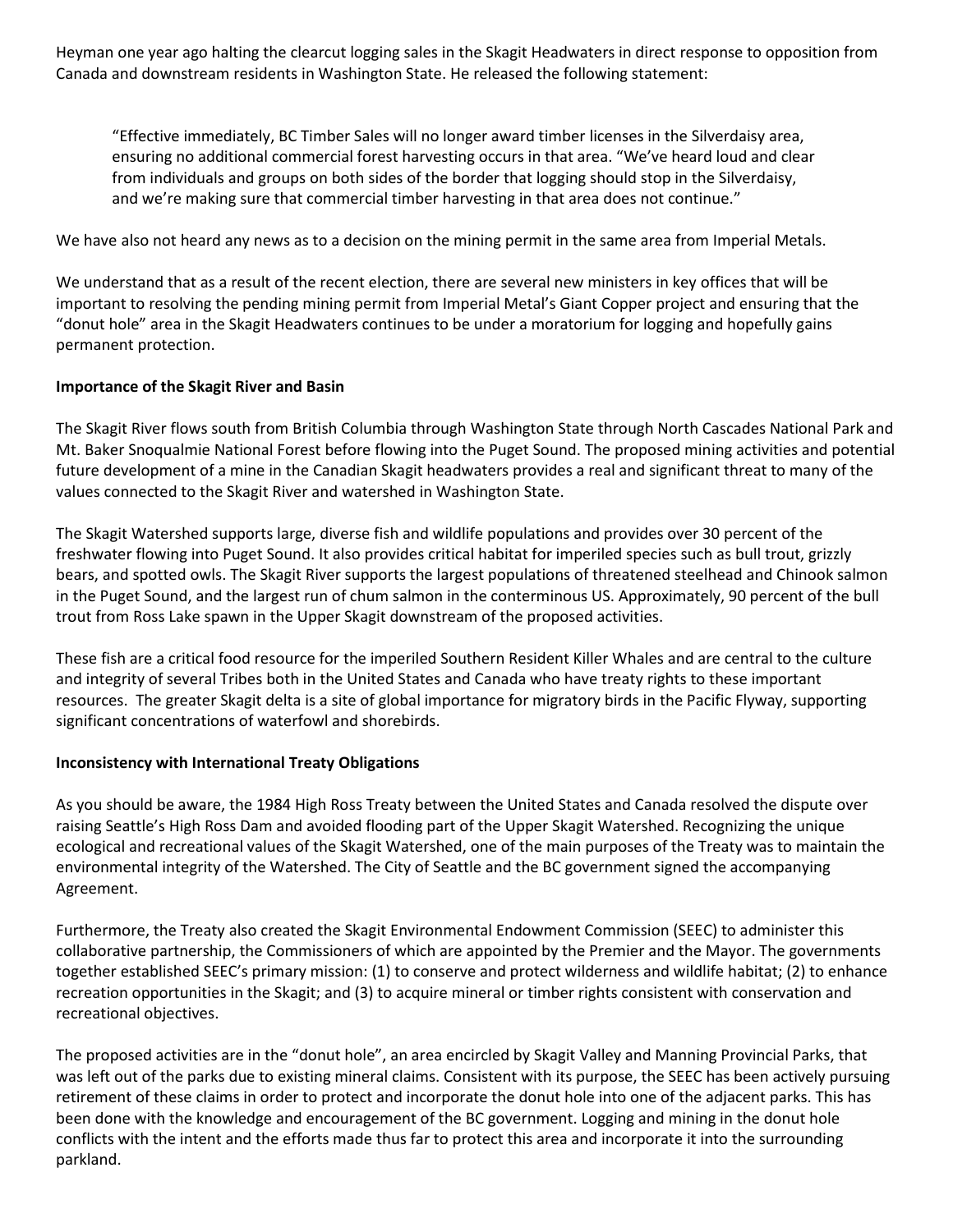Heyman one year ago halting the clearcut logging sales in the Skagit Headwaters in direct response to opposition from Canada and downstream residents in Washington State. He released the following statement:

> "Effective immediately, BC Timber Sales will no longer award timber licenses in the Silverdaisy area, ensuring no additional commercial forest harvesting occurs in that area. "We've heard loud and clear from individuals and groups on both sides of the border that logging should stop in the Silverdaisy, and we're making sure that commercial timber harvesting in that area does not continue."

We have also not heard any news as to a decision on the mining permit in the same area from Imperial Metals.

We understand that as a result of the recent election, there are several new ministers in key offices that will be important to resolving the pending mining permit from Imperial Metal's Giant Copper project and ensuring that the "donut hole" area in the Skagit Headwaters continues to be under a moratorium for logging and hopefully gains permanent protection.

**Importance of the Skagit River and Basin**

The Skagit River flows south from British Columbia through Washington State through North Cascades National Park and Mt. Baker Snoqualmie National Forest before flowing into the Puget Sound. The proposed mining activities and potential future development of a mine in the Canadian Skagit headwaters provides a real and significant threat to many of the values connected to the Skagit River and watershed in Washington State.

The Skagit Watershed supports large, diverse fish and wildlife populations and provides over 30 percent of the freshwater flowing into Puget Sound. It also provides critical habitat for imperiled species such as bull trout, grizzly bears, and spotted owls. The Skagit River supports the largest populations of threatened steelhead and Chinook salmon in the Puget Sound, and the largest run of chum salmon in the conterminous US. Approximately, 90 percent of the bull trout from Ross Lake spawn in the Upper Skagit downstream of the proposed activities.

These fish are a critical food resource for the imperiled Southern Resident Killer Whales and are central to the culture and integrity of several Tribes both in the United States and Canada who have treaty rights to these important resources. The greater Skagit delta is a site of global importance for migratory birds in the Pacific Flyway, supporting significant concentrations of waterfowl and shorebirds.

**Inconsistency with International Treaty Obligations**

As you should be aware, the 1984 High Ross Treaty between the United States and Canada resolved the dispute over raising Seattle's High Ross Dam and avoided flooding part of the Upper Skagit Watershed. Recognizing the unique ecological and recreational values of the Skagit Watershed, one of the main purposes of the Treaty was to maintain the environmental integrity of the Watershed. The City of Seattle and the BC government signed the accompanying Agreement.

Furthermore, the Treaty also created the Skagit Environmental Endowment Commission (SEEC) to administer this collaborative partnership, the Commissioners of which are appointed by the Premier and the Mayor. The governments together established SEEC's primary mission: (1) to conserve and protect wilderness and wildlife habitat; (2) to enhance recreation opportunities in the Skagit; and (3) to acquire mineral or timber rights consistent with conservation and recreational objectives.

The proposed activities are in the "donut hole", an area encircled by Skagit Valley and Manning Provincial Parks, that was left out of the parks due to existing mineral claims. Consistent with its purpose, the SEEC has been actively pursuing retirement of these claims in order to protect and incorporate the donut hole into one of the adjacent parks. This has been done with the knowledge and encouragement of the BC government. Logging and mining in the donut hole conflicts with the intent and the efforts made thus far to protect this area and incorporate it into the surrounding parkland.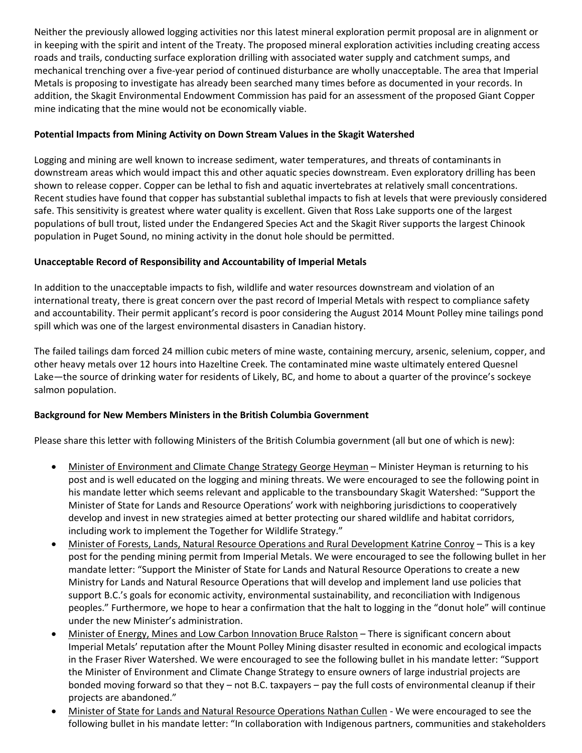Neither the previously allowed logging activities nor this latest mineral exploration permit proposal are in alignment or in keeping with the spirit and intent of the Treaty. The proposed mineral exploration activities including creating access roads and trails, conducting surface exploration drilling with associated water supply and catchment sumps, and mechanical trenching over a five-year period of continued disturbance are wholly unacceptable. The area that Imperial Metals is proposing to investigate has already been searched many times before as documented in your records. In addition, the Skagit Environmental Endowment Commission has paid for an assessment of the proposed Giant Copper mine indicating that the mine would not be economically viable.

**Potential Impacts from Mining Activity on Down Stream Values in the Skagit Watershed**

Logging and mining are well known to increase sediment, water temperatures, and threats of contaminants in downstream areas which would impact this and other aquatic species downstream. Even exploratory drilling has been shown to release copper. Copper can be lethal to fish and aquatic invertebrates at relatively small concentrations. Recent studies have found that copper has substantial sublethal impacts to fish at levels that were previously considered safe. This sensitivity is greatest where water quality is excellent. Given that Ross Lake supports one of the largest populations of bull trout, listed under the Endangered Species Act and the Skagit River supports the largest Chinook population in Puget Sound, no mining activity in the donut hole should be permitted.

**Unacceptable Record of Responsibility and Accountability of Imperial Metals**

In addition to the unacceptable impacts to fish, wildlife and water resources downstream and violation of an international treaty, there is great concern over the past record of Imperial Metals with respect to compliance safety and accountability. Their permit applicant's record is poor considering the August 2014 Mount Polley mine tailings pond spill which was one of the largest environmental disasters in Canadian history.

The failed tailings dam forced 24 million cubic meters of mine waste, containing mercury, arsenic, selenium, copper, and other heavy metals over 12 hours into Hazeltine Creek. The contaminated mine waste ultimately entered Quesnel Lake—the source of drinking water for residents of Likely, BC, and home to about a quarter of the province's sockeye salmon population.

**Background for New Members Ministers in the British Columbia Government**

Please share this letter with following Ministers of the British Columbia government (all but one of which is new):

- <u>Minister of Environment and Climate Change Strategy George Heyman</u> – Minister Heyman is returning to his post and is well educated on the logging and mining threats. We were encouraged to see the following point in his mandate letter which seems relevant and applicable to the transboundary Skagit Watershed: "Support the Minister of State for Lands and Resource Operations' work with neighboring jurisdictions to cooperatively develop and invest in new strategies aimed at better protecting our shared wildlife and habitat corridors, including work to implement the Together for Wildlife Strategy."
- <u>Minister of Forests, Lands, Natural Resource Operations and Rural Development Katrine Conroy</u> – This is a key post for the pending mining permit from Imperial Metals. We were encouraged to see the following bullet in her mandate letter: "Support the Minister of State for Lands and Natural Resource Operations to create a new Ministry for Lands and Natural Resource Operations that will develop and implement land use policies that support B.C.'s goals for economic activity, environmental sustainability, and reconciliation with Indigenous peoples." Furthermore, we hope to hear a confirmation that the halt to logging in the "donut hole" will continue under the new Minister's administration.
- <u>Minister of Energy, Mines and Low Carbon Innovation Bruce Ralston</u> – There is significant concern about Imperial Metals' reputation after the Mount Polley Mining disaster resulted in economic and ecological impacts in the Fraser River Watershed. We were encouraged to see the following bullet in his mandate letter: "Support the Minister of Environment and Climate Change Strategy to ensure owners of large industrial projects are bonded moving forward so that they – not B.C. taxpayers – pay the full costs of environmental cleanup if their projects are abandoned."
- <u>Minister of State for Lands and Natural Resource Operations Nathan Cullen</u> - We were encouraged to see the following bullet in his mandate letter: "In collaboration with Indigenous partners, communities and stakeholders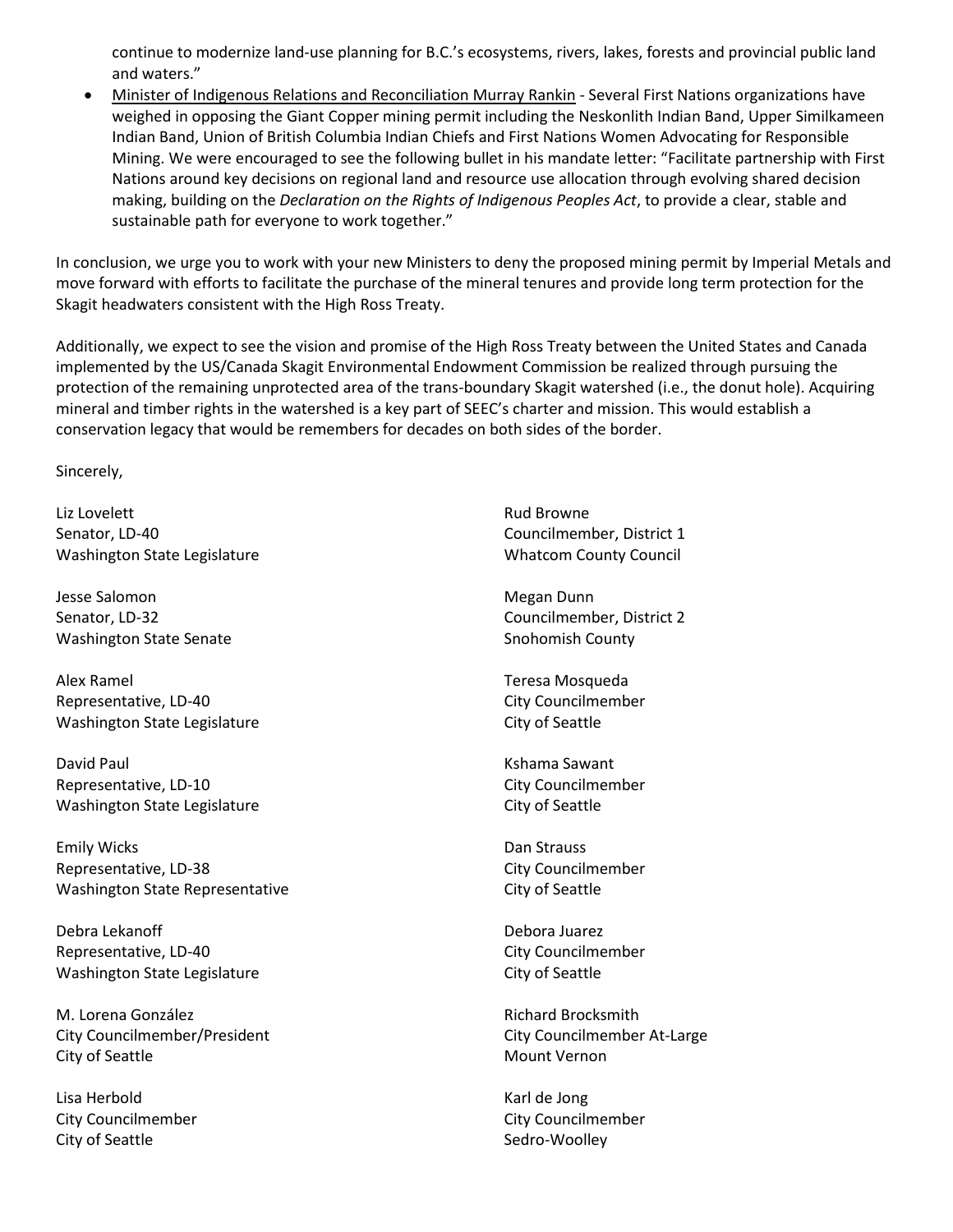continue to modernize land-use planning for B.C.'s ecosystems, rivers, lakes, forests and provincial public land and waters."

- Minister of Indigenous Relations and Reconciliation Murray Rankin - Several First Nations organizations have weighed in opposing the Giant Copper mining permit including the Neskonlith Indian Band, Upper Similkameen Indian Band, Union of British Columbia Indian Chiefs and First Nations Women Advocating for Responsible Mining. We were encouraged to see the following bullet in his mandate letter: "Facilitate partnership with First Nations around key decisions on regional land and resource use allocation through evolving shared decision making, building on the *Declaration on the Rights of Indigenous Peoples Act*, to provide a clear, stable and sustainable path for everyone to work together."

In conclusion, we urge you to work with your new Ministers to deny the proposed mining permit by Imperial Metals and move forward with efforts to facilitate the purchase of the mineral tenures and provide long term protection for the Skagit headwaters consistent with the High Ross Treaty.

Additionally, we expect to see the vision and promise of the High Ross Treaty between the United States and Canada implemented by the US/Canada Skagit Environmental Endowment Commission be realized through pursuing the protection of the remaining unprotected area of the trans-boundary Skagit watershed (i.e., the donut hole). Acquiring mineral and timber rights in the watershed is a key part of SEEC's charter and mission. This would establish a conservation legacy that would be remembers for decades on both sides of the border.

Sincerely,

Liz Lovelett
Senator, LD-40
Washington State Legislature

Jesse Salomon
Senator, LD-32
Washington State Senate

Alex Ramel
Representative, LD-40
Washington State Legislature

David Paul
Representative, LD-10
Washington State Legislature

Emily Wicks
Representative, LD-38
Washington State Representative

Debra Lekanoff
Representative, LD-40
Washington State Legislature

M. Lorena González
City Councilmember/President
City of Seattle

Lisa Herbold
City Councilmember
City of Seattle

Rud Browne
Councilmember, District 1
Whatcom County Council

Megan Dunn
Councilmember, District 2
Snohomish County

Teresa Mosqueda
City Councilmember
City of Seattle

Kshama Sawant
City Councilmember
City of Seattle

Dan Strauss
City Councilmember
City of Seattle

Debora Juarez
City Councilmember
City of Seattle

Richard Brocksmith
City Councilmember At-Large
Mount Vernon

Karl de Jong
City Councilmember
Sedro-Woolley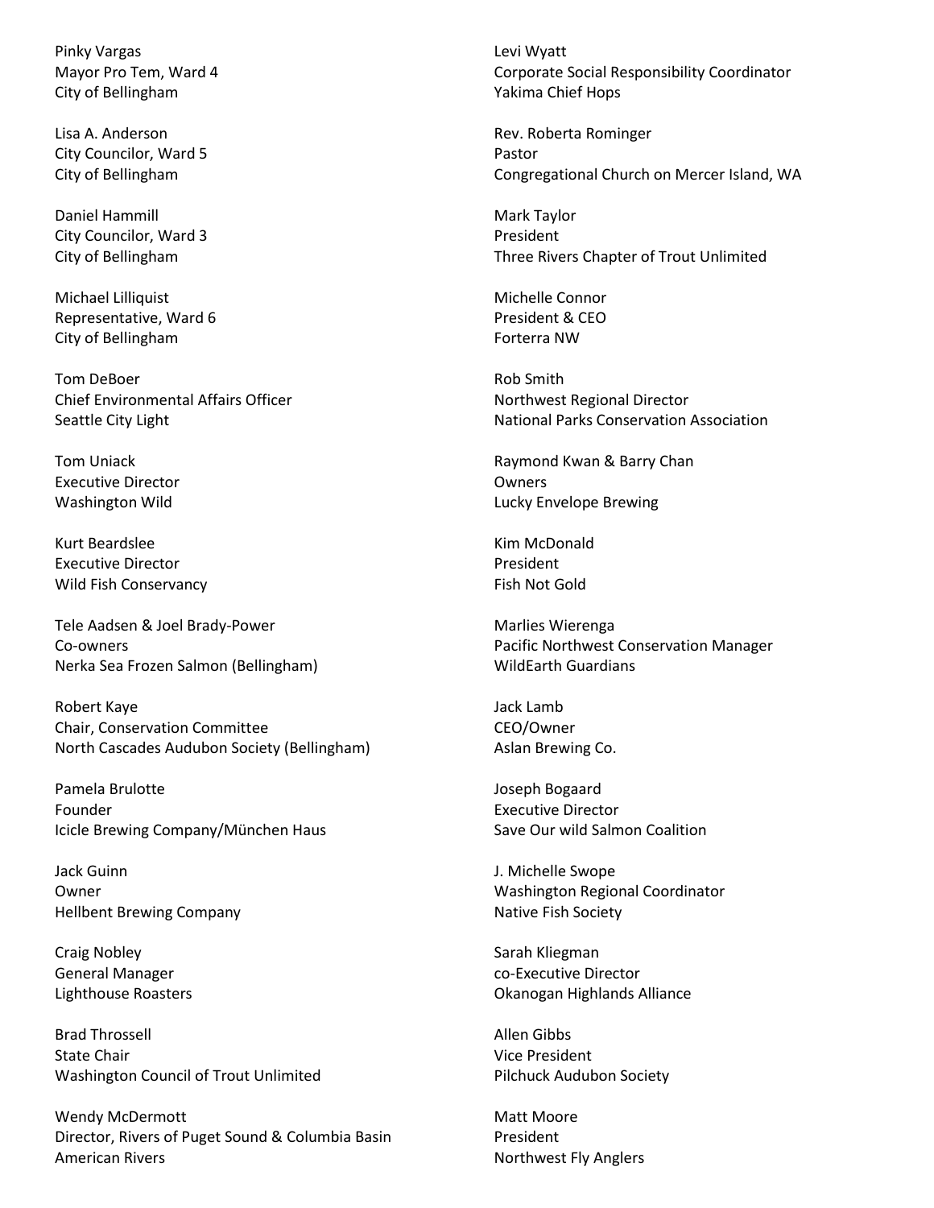Pinky Vargas
Mayor Pro Tem, Ward 4
City of Bellingham

Lisa A. Anderson
City Councilor, Ward 5
City of Bellingham

Daniel Hammill
City Councilor, Ward 3
City of Bellingham

Michael Lilliquist
Representative, Ward 6
City of Bellingham

Tom DeBoer
Chief Environmental Affairs Officer
Seattle City Light

Tom Uniack
Executive Director
Washington Wild

Kurt Beardslee
Executive Director
Wild Fish Conservancy

Tele Aadsen & Joel Brady-Power
Co-owners
Nerka Sea Frozen Salmon (Bellingham)

Robert Kaye
Chair, Conservation Committee
North Cascades Audubon Society (Bellingham)

Pamela Brulotte
Founder
Icicle Brewing Company/München Haus

Jack Guinn
Owner
Hellbent Brewing Company

Craig Nobley
General Manager
Lighthouse Roasters

Brad Throssell
State Chair
Washington Council of Trout Unlimited

Wendy McDermott
Director, Rivers of Puget Sound & Columbia Basin
American Rivers

Levi Wyatt
Corporate Social Responsibility Coordinator
Yakima Chief Hops

Rev. Roberta Rominger
Pastor
Congregational Church on Mercer Island, WA

Mark Taylor
President
Three Rivers Chapter of Trout Unlimited

Michelle Connor
President & CEO
Forterra NW

Rob Smith
Northwest Regional Director
National Parks Conservation Association

Raymond Kwan & Barry Chan
Owners
Lucky Envelope Brewing

Kim McDonald
President
Fish Not Gold

Marlies Wierenga
Pacific Northwest Conservation Manager
WildEarth Guardians

Jack Lamb
CEO/Owner
Aslan Brewing Co.

Joseph Bogaard
Executive Director
Save Our wild Salmon Coalition

J. Michelle Swope
Washington Regional Coordinator
Native Fish Society

Sarah Kliegman
co-Executive Director
Okanogan Highlands Alliance

Allen Gibbs
Vice President
Pilchuck Audubon Society

Matt Moore
President
Northwest Fly Anglers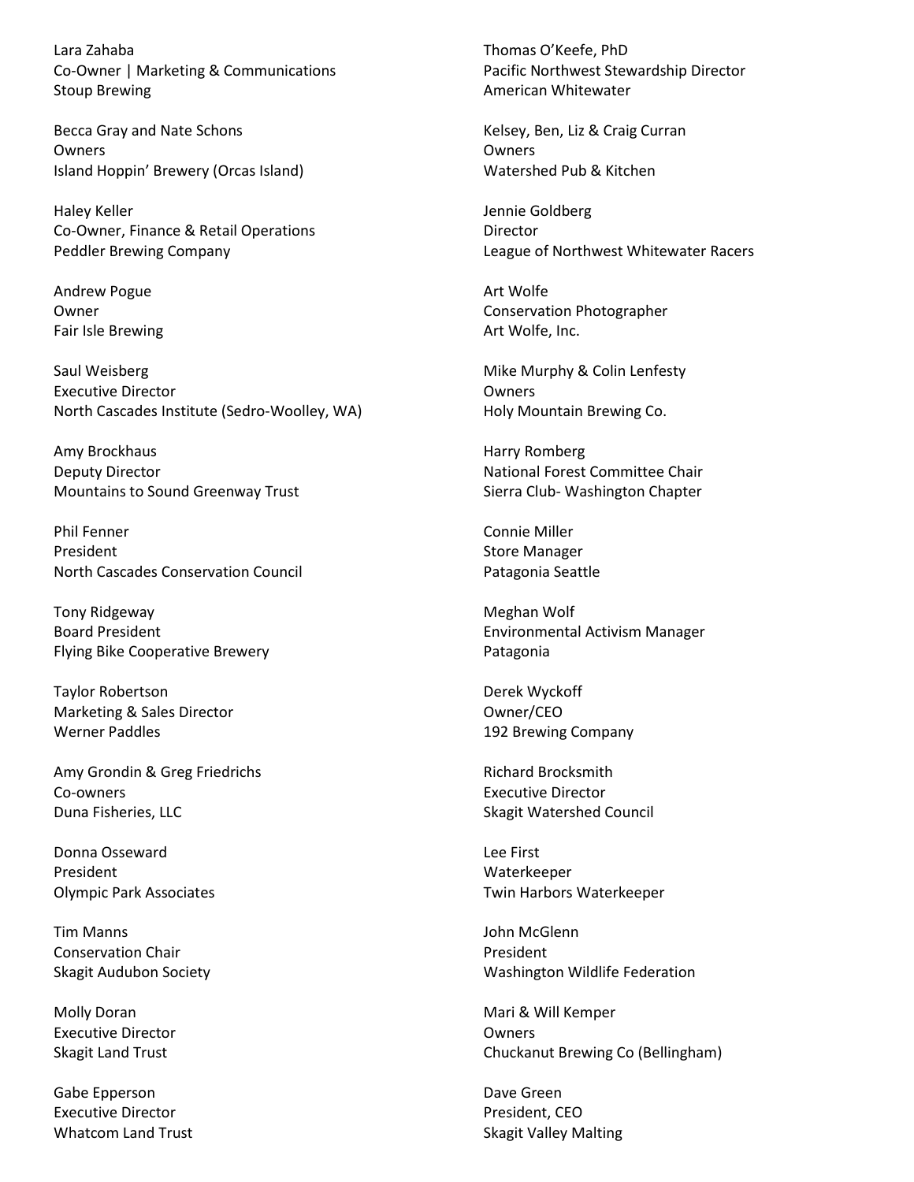Lara Zahaba
Co-Owner | Marketing & Communications
Stoup Brewing

Becca Gray and Nate Schons
Owners
Island Hoppin' Brewery (Orcas Island)

Haley Keller
Co-Owner, Finance & Retail Operations
Peddler Brewing Company

Andrew Pogue
Owner
Fair Isle Brewing

Saul Weisberg
Executive Director
North Cascades Institute (Sedro-Woolley, WA)

Amy Brockhaus
Deputy Director
Mountains to Sound Greenway Trust

Phil Fenner
President
North Cascades Conservation Council

Tony Ridgeway
Board President
Flying Bike Cooperative Brewery

Taylor Robertson
Marketing & Sales Director
Werner Paddles

Amy Grondin & Greg Friedrichs
Co-owners
Duna Fisheries, LLC

Donna Osseward
President
Olympic Park Associates

Tim Manns
Conservation Chair
Skagit Audubon Society

Molly Doran
Executive Director
Skagit Land Trust

Gabe Epperson
Executive Director
Whatcom Land Trust

Thomas O'Keefe, PhD
Pacific Northwest Stewardship Director
American Whitewater

Kelsey, Ben, Liz & Craig Curran
Owners
Watershed Pub & Kitchen

Jennie Goldberg
Director
League of Northwest Whitewater Racers

Art Wolfe
Conservation Photographer
Art Wolfe, Inc.

Mike Murphy & Colin Lenfesty
Owners
Holy Mountain Brewing Co.

Harry Romberg
National Forest Committee Chair
Sierra Club- Washington Chapter

Connie Miller
Store Manager
Patagonia Seattle

Meghan Wolf
Environmental Activism Manager
Patagonia

Derek Wyckoff
Owner/CEO
192 Brewing Company

Richard Brocksmith
Executive Director
Skagit Watershed Council

Lee First
Waterkeeper
Twin Harbors Waterkeeper

John McGlenn
President
Washington Wildlife Federation

Mari & Will Kemper
Owners
Chuckanut Brewing Co (Bellingham)

Dave Green
President, CEO
Skagit Valley Malting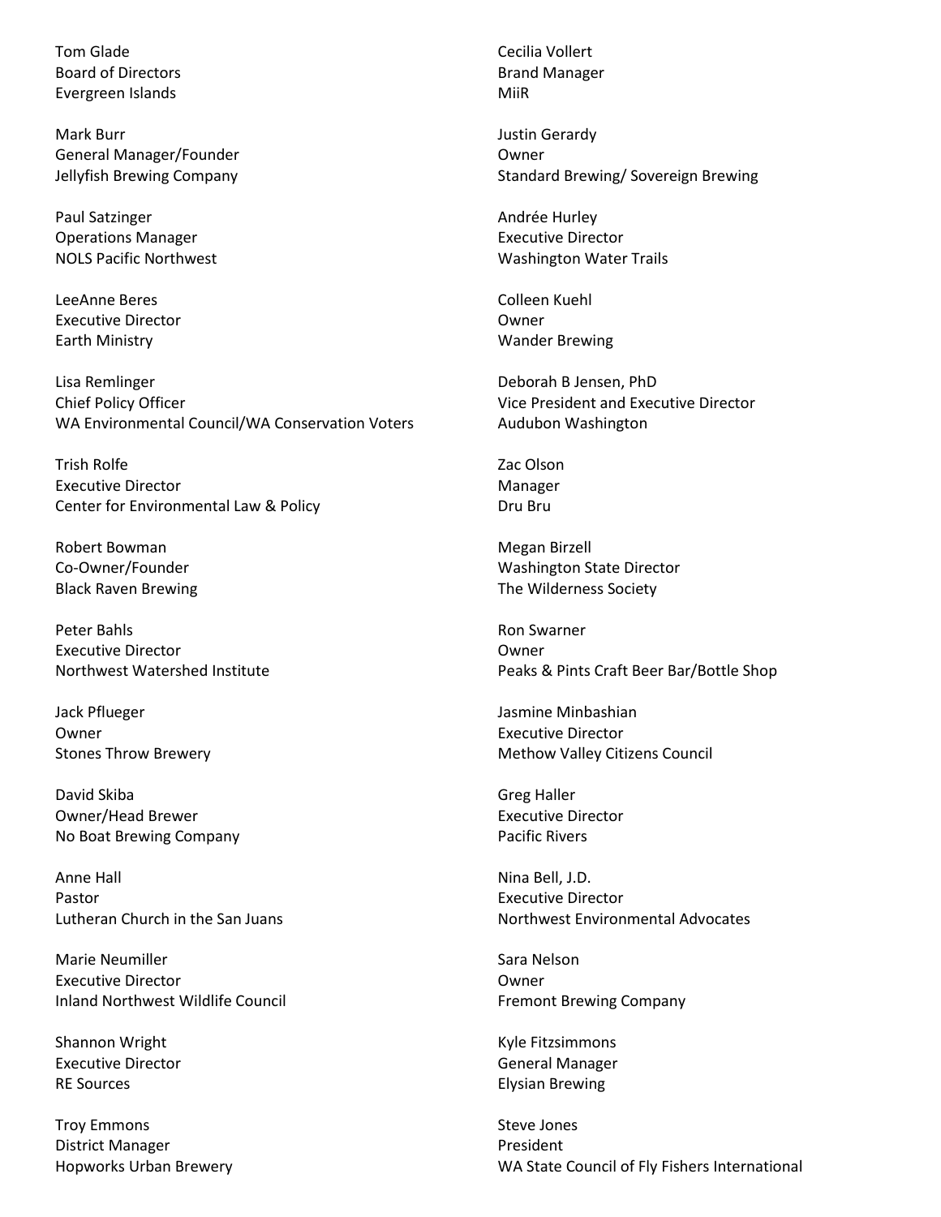Tom Glade
Board of Directors
Evergreen Islands

Mark Burr
General Manager/Founder
Jellyfish Brewing Company

Paul Satzinger
Operations Manager
NOLS Pacific Northwest

LeeAnne Beres
Executive Director
Earth Ministry

Lisa Remlinger
Chief Policy Officer
WA Environmental Council/WA Conservation Voters

Trish Rolfe
Executive Director
Center for Environmental Law & Policy

Robert Bowman
Co-Owner/Founder
Black Raven Brewing

Peter Bahls
Executive Director
Northwest Watershed Institute

Jack Pflueger
Owner
Stones Throw Brewery

David Skiba
Owner/Head Brewer
No Boat Brewing Company

Anne Hall
Pastor
Lutheran Church in the San Juans

Marie Neumiller
Executive Director
Inland Northwest Wildlife Council

Shannon Wright
Executive Director
RE Sources

Troy Emmons
District Manager
Hopworks Urban Brewery

Cecilia Vollert
Brand Manager
MiiR

Justin Gerardy
Owner
Standard Brewing/ Sovereign Brewing

Andrée Hurley
Executive Director
Washington Water Trails

Colleen Kuehl
Owner
Wander Brewing

Deborah B Jensen, PhD
Vice President and Executive Director
Audubon Washington

Zac Olson
Manager
Dru Bru

Megan Birzell
Washington State Director
The Wilderness Society

Ron Swarner
Owner
Peaks & Pints Craft Beer Bar/Bottle Shop

Jasmine Minbashian
Executive Director
Methow Valley Citizens Council

Greg Haller
Executive Director
Pacific Rivers

Nina Bell, J.D.
Executive Director
Northwest Environmental Advocates

Sara Nelson
Owner
Fremont Brewing Company

Kyle Fitzsimmons
General Manager
Elysian Brewing

Steve Jones
President
WA State Council of Fly Fishers International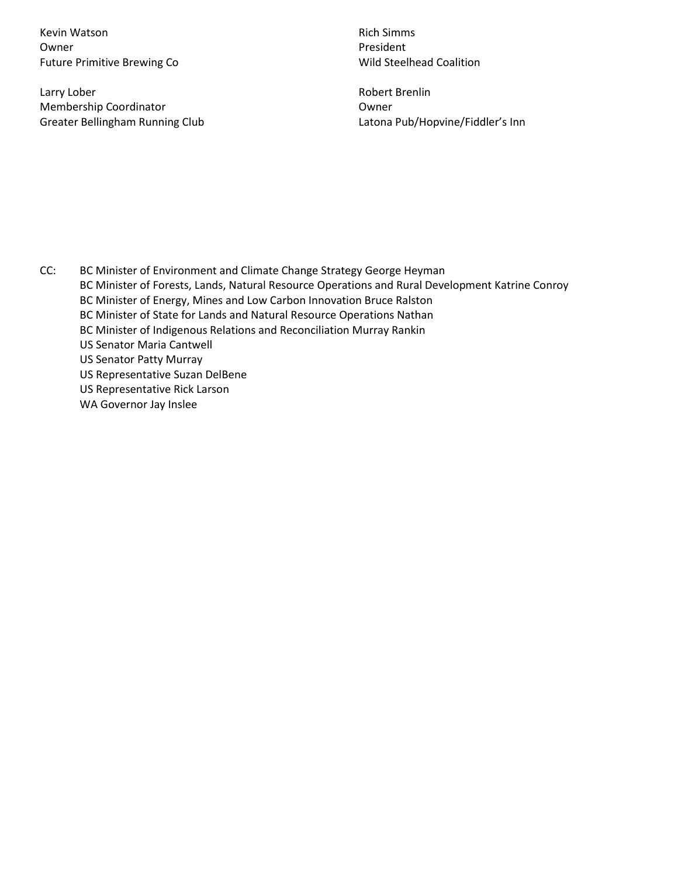Kevin Watson
Owner
Future Primitive Brewing Co

Rich Simms
President
Wild Steelhead Coalition

Larry Lober
Membership Coordinator
Greater Bellingham Running Club

Robert Brenlin
Owner
Latona Pub/Hopvine/Fiddler's Inn

CC: BC Minister of Environment and Climate Change Strategy George Heyman
BC Minister of Forests, Lands, Natural Resource Operations and Rural Development Katrine Conroy
BC Minister of Energy, Mines and Low Carbon Innovation Bruce Ralston
BC Minister of State for Lands and Natural Resource Operations Nathan
BC Minister of Indigenous Relations and Reconciliation Murray Rankin
US Senator Maria Cantwell
US Senator Patty Murray
US Representative Suzan DelBene
US Representative Rick Larson
WA Governor Jay Inslee